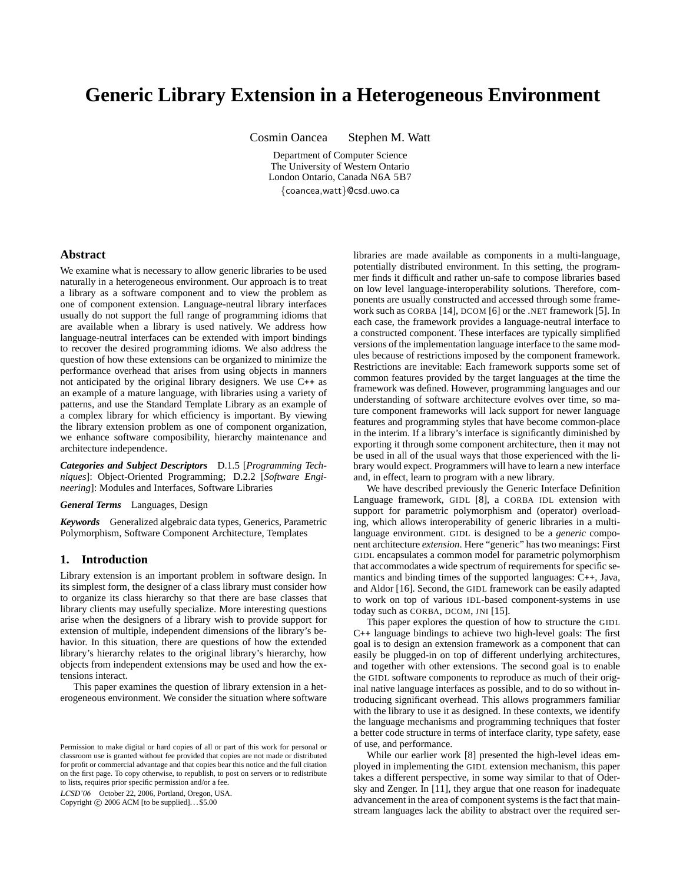# Generic Library Extension in a Heterogeneous Environment

Cosmin Oancea    Stephen M. Watt

Department of Computer Science
The University of Western Ontario
London Ontario, Canada N6A 5B7
{coancea,watt}@csd.uwo.ca

## Abstract

We examine what is necessary to allow generic libraries to be used naturally in a heterogeneous environment. Our approach is to treat a library as a software component and to view the problem as one of component extension. Language-neutral library interfaces usually do not support the full range of programming idioms that are available when a library is used natively. We address how language-neutral interfaces can be extended with import bindings to recover the desired programming idioms. We also address the question of how these extensions can be organized to minimize the performance overhead that arises from using objects in manners not anticipated by the original library designers. We use C++ as an example of a mature language, with libraries using a variety of patterns, and use the Standard Template Library as an example of a complex library for which efficiency is important. By viewing the library extension problem as one of component organization, we enhance software composibility, hierarchy maintenance and architecture independence.

***Categories and Subject Descriptors*** D.1.5 [*Programming Techniques*]: Object-Oriented Programming; D.2.2 [*Software Engineering*]: Modules and Interfaces, Software Libraries

***General Terms*** Languages, Design

***Keywords*** Generalized algebraic data types, Generics, Parametric Polymorphism, Software Component Architecture, Templates

## 1. Introduction

Library extension is an important problem in software design. In its simplest form, the designer of a class library must consider how to organize its class hierarchy so that there are base classes that library clients may usefully specialize. More interesting questions arise when the designers of a library wish to provide support for extension of multiple, independent dimensions of the library's behavior. In this situation, there are questions of how the extended library's hierarchy relates to the original library's hierarchy, how objects from independent extensions may be used and how the extensions interact.

This paper examines the question of library extension in a heterogeneous environment. We consider the situation where software libraries are made available as components in a multi-language, potentially distributed environment. In this setting, the programmer finds it difficult and rather un-safe to compose libraries based on low level language-interoperability solutions. Therefore, components are usually constructed and accessed through some framework such as CORBA [14], DCOM [6] or the .NET framework [5]. In each case, the framework provides a language-neutral interface to a constructed component. These interfaces are typically simplified versions of the implementation language interface to the same modules because of restrictions imposed by the component framework. Restrictions are inevitable: Each framework supports some set of common features provided by the target languages at the time the framework was defined. However, programming languages and our understanding of software architecture evolves over time, so mature component frameworks will lack support for newer language features and programming styles that have become common-place in the interim. If a library's interface is significantly diminished by exporting it through some component architecture, then it may not be used in all of the usual ways that those experienced with the library would expect. Programmers will have to learn a new interface and, in effect, learn to program with a new library.

We have described previously the Generic Interface Definition Language framework, GIDL [8], a CORBA IDL extension with support for parametric polymorphism and (operator) overloading, which allows interoperability of generic libraries in a multi-language environment. GIDL is designed to be a *generic* component architecture *extension*. Here "generic" has two meanings: First GIDL encapsulates a common model for parametric polymorphism that accommodates a wide spectrum of requirements for specific semantics and binding times of the supported languages: C++, Java, and Aldor [16]. Second, the GIDL framework can be easily adapted to work on top of various IDL-based component-systems in use today such as CORBA, DCOM, JNI [15].

This paper explores the question of how to structure the GIDL C++ language bindings to achieve two high-level goals: The first goal is to design an extension framework as a component that can easily be plugged-in on top of different underlying architectures, and together with other extensions. The second goal is to enable the GIDL software components to reproduce as much of their original native language interfaces as possible, and to do so without introducing significant overhead. This allows programmers familiar with the library to use it as designed. In these contexts, we identify the language mechanisms and programming techniques that foster a better code structure in terms of interface clarity, type safety, ease of use, and performance.

While our earlier work [8] presented the high-level ideas employed in implementing the GIDL extension mechanism, this paper takes a different perspective, in some way similar to that of Odersky and Zenger. In [11], they argue that one reason for inadequate advancement in the area of component systems is the fact that mainstream languages lack the ability to abstract over the required ser-

Permission to make digital or hard copies of all or part of this work for personal or classroom use is granted without fee provided that copies are not made or distributed for profit or commercial advantage and that copies bear this notice and the full citation on the first page. To copy otherwise, to republish, to post on servers or to redistribute to lists, requires prior specific permission and/or a fee.

*LCSD'06* October 22, 2006, Portland, Oregon, USA.
Copyright © 2006 ACM [to be supplied]...$5.00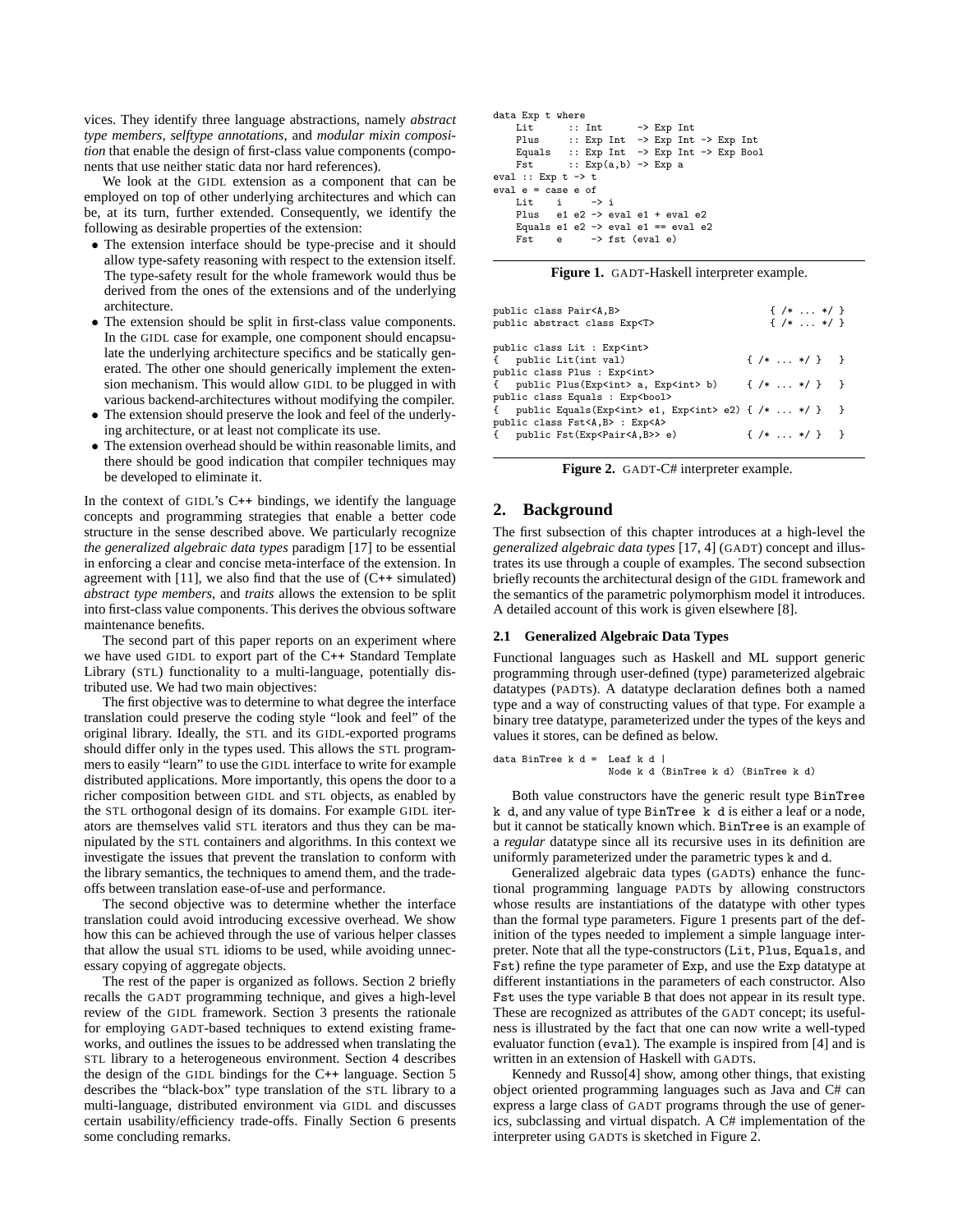vices. They identify three language abstractions, namely *abstract type members*, *selftype annotations*, and *modular mixin composition* that enable the design of first-class value components (components that use neither static data nor hard references).

We look at the GIDL extension as a component that can be employed on top of other underlying architectures and which can be, at its turn, further extended. Consequently, we identify the following as desirable properties of the extension:

- The extension interface should be type-precise and it should allow type-safety reasoning with respect to the extension itself. The type-safety result for the whole framework would thus be derived from the ones of the extensions and of the underlying architecture.
- The extension should be split in first-class value components. In the GIDL case for example, one component should encapsulate the underlying architecture specifics and be statically generated. The other one should generically implement the extension mechanism. This would allow GIDL to be plugged in with various backend-architectures without modifying the compiler.
- The extension should preserve the look and feel of the underlying architecture, or at least not complicate its use.
- The extension overhead should be within reasonable limits, and there should be good indication that compiler techniques may be developed to eliminate it.

In the context of GIDL's C++ bindings, we identify the language concepts and programming strategies that enable a better code structure in the sense described above. We particularly recognize *the generalized algebraic data types* paradigm [17] to be essential in enforcing a clear and concise meta-interface of the extension. In agreement with [11], we also find that the use of (C++ simulated) *abstract type members*, and *traits* allows the extension to be split into first-class value components. This derives the obvious software maintenance benefits.

The second part of this paper reports on an experiment where we have used GIDL to export part of the C++ Standard Template Library (STL) functionality to a multi-language, potentially distributed use. We had two main objectives:

The first objective was to determine to what degree the interface translation could preserve the coding style "look and feel" of the original library. Ideally, the STL and its GIDL-exported programs should differ only in the types used. This allows the STL programmers to easily "learn" to use the GIDL interface to write for example distributed applications. More importantly, this opens the door to a richer composition between GIDL and STL objects, as enabled by the STL orthogonal design of its domains. For example GIDL iterators are themselves valid STL iterators and thus they can be manipulated by the STL containers and algorithms. In this context we investigate the issues that prevent the translation to conform with the library semantics, the techniques to amend them, and the trade-offs between translation ease-of-use and performance.

The second objective was to determine whether the interface translation could avoid introducing excessive overhead. We show how this can be achieved through the use of various helper classes that allow the usual STL idioms to be used, while avoiding unnecessary copying of aggregate objects.

The rest of the paper is organized as follows. Section 2 briefly recalls the GADT programming technique, and gives a high-level review of the GIDL framework. Section 3 presents the rationale for employing GADT-based techniques to extend existing frameworks, and outlines the issues to be addressed when translating the STL library to a heterogeneous environment. Section 4 describes the design of the GIDL bindings for the C++ language. Section 5 describes the "black-box" type translation of the STL library to a multi-language, distributed environment via GIDL and discusses certain usability/efficiency trade-offs. Finally Section 6 presents some concluding remarks.

```
data Exp t where
    Lit      :: Int      -> Exp Int
    Plus     :: Exp Int  -> Exp Int -> Exp Int
    Equals   :: Exp Int  -> Exp Int -> Exp Bool
    Fst      :: Exp(a,b) -> Exp a
eval :: Exp t -> t
eval e = case e of
    Lit    i     -> i
    Plus   e1 e2 -> eval e1 + eval e2
    Equals e1 e2 -> eval e1 == eval e2
    Fst    e     -> fst (eval e)
```

**Figure 1.** GADT-Haskell interpreter example.

```
public class Pair<A,B>                              { /* ... */ }
public abstract class Exp<T>                        { /* ... */ }

public class Lit : Exp<int>
{   public Lit(int val)                         { /* ... */ }   }
public class Plus : Exp<int>
{   public Plus(Exp<int> a, Exp<int> b)         { /* ... */ }   }
public class Equals : Exp<bool>
{   public Equals(Exp<int> e1, Exp<int> e2) { /* ... */ }   }
public class Fst<A,B> : Exp<A>
{   public Fst(Exp<Pair<A,B>> e)                { /* ... */ }   }
```

**Figure 2.** GADT-C# interpreter example.

## 2. Background

The first subsection of this chapter introduces at a high-level the *generalized algebraic data types* [17, 4] (GADT) concept and illustrates its use through a couple of examples. The second subsection briefly recounts the architectural design of the GIDL framework and the semantics of the parametric polymorphism model it introduces. A detailed account of this work is given elsewhere [8].

### 2.1 Generalized Algebraic Data Types

Functional languages such as Haskell and ML support generic programming through user-defined (type) parameterized algebraic datatypes (PADTs). A datatype declaration defines both a named type and a way of constructing values of that type. For example a binary tree datatype, parameterized under the types of the keys and values it stores, can be defined as below.

```
data BinTree k d =  Leaf k d |
                    Node k d (BinTree k d) (BinTree k d)
```

Both value constructors have the generic result type `BinTree k d`, and any value of type `BinTree k d` is either a leaf or a node, but it cannot be statically known which. `BinTree` is an example of a *regular* datatype since all its recursive uses in its definition are uniformly parameterized under the parametric types `k` and `d`.

Generalized algebraic data types (GADTs) enhance the functional programming language PADTs by allowing constructors whose results are instantiations of the datatype with other types than the formal type parameters. Figure 1 presents part of the definition of the types needed to implement a simple language interpreter. Note that all the type-constructors (`Lit`, `Plus`, `Equals`, and `Fst`) refine the type parameter of `Exp`, and use the `Exp` datatype at different instantiations in the parameters of each constructor. Also `Fst` uses the type variable `B` that does not appear in its result type. These are recognized as attributes of the GADT concept; its usefulness is illustrated by the fact that one can now write a well-typed evaluator function (`eval`). The example is inspired from [4] and is written in an extension of Haskell with GADTs.

Kennedy and Russo[4] show, among other things, that existing object oriented programming languages such as Java and C# can express a large class of GADT programs through the use of generics, subclassing and virtual dispatch. A C# implementation of the interpreter using GADTs is sketched in Figure 2.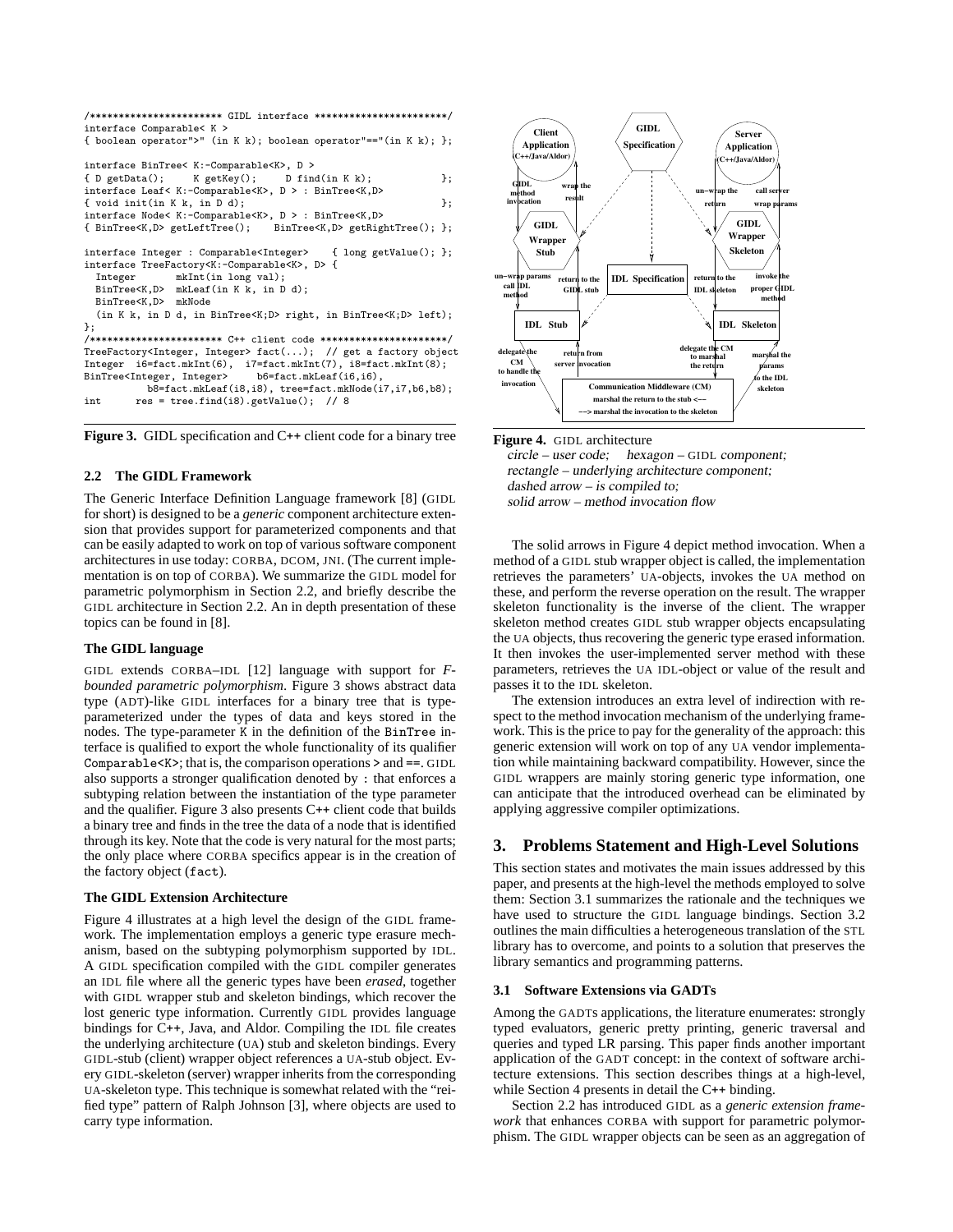```
/*********************** GIDL interface ***********************/
interface Comparable< K >
{ boolean operator">" (in K k); boolean operator"=="(in K k); };

interface BinTree< K:-Comparable<K>, D >
{ D getData();     K getKey();     D find(in K k);             };
interface Leaf< K:-Comparable<K>, D > : BinTree<K,D>
{ void init(in K k, in D d);                                   };
interface Node< K:-Comparable<K>, D > : BinTree<K,D>
{ BinTree<K,D> getLeftTree();    BinTree<K,D> getRightTree(); };

interface Integer : Comparable<Integer>    { long getValue(); };
interface TreeFactory<K:-Comparable<K>, D> {
  Integer        mkInt(in long val);
  BinTree<K,D>  mkLeaf(in K k, in D d);
  BinTree<K,D>  mkNode
  (in K k, in D d, in BinTree<K;D> right, in BinTree<K;D> left);
};
/*********************** C++ client code **********************/
TreeFactory<Integer, Integer> fact(...);  // get a factory object
Integer  i6=fact.mkInt(6),  i7=fact.mkInt(7), i8=fact.mkInt(8);
BinTree<Integer, Integer>     b6=fact.mkLeaf(i6,i6),
           b8=fact.mkLeaf(i8,i8), tree=fact.mkNode(i7,i7,b6,b8);
int       res = tree.find(i8).getValue();  // 8
```

**Figure 3.** GIDL specification and C++ client code for a binary tree

### 2.2 The GIDL Framework

The Generic Interface Definition Language framework [8] (GIDL for short) is designed to be a *generic* component architecture extension that provides support for parameterized components and that can be easily adapted to work on top of various software component architectures in use today: CORBA, DCOM, JNI. (The current implementation is on top of CORBA). We summarize the GIDL model for parametric polymorphism in Section 2.2, and briefly describe the GIDL architecture in Section 2.2. An in depth presentation of these topics can be found in [8].

#### The GIDL language

GIDL extends CORBA–IDL [12] language with support for *F-bounded parametric polymorphism*. Figure 3 shows abstract data type (ADT)-like GIDL interfaces for a binary tree that is type-parameterized under the types of data and keys stored in the nodes. The type-parameter K in the definition of the BinTree interface is qualified to export the whole functionality of its qualifier Comparable<K>; that is, the comparison operations > and ==. GIDL also supports a stronger qualification denoted by : that enforces a subtyping relation between the instantiation of the type parameter and the qualifier. Figure 3 also presents C++ client code that builds a binary tree and finds in the tree the data of a node that is identified through its key. Note that the code is very natural for the most parts; the only place where CORBA specifics appear is in the creation of the factory object (fact).

#### The GIDL Extension Architecture

Figure 4 illustrates at a high level the design of the GIDL framework. The implementation employs a generic type erasure mechanism, based on the subtyping polymorphism supported by IDL. A GIDL specification compiled with the GIDL compiler generates an IDL file where all the generic types have been *erased*, together with GIDL wrapper stub and skeleton bindings, which recover the lost generic type information. Currently GIDL provides language bindings for C++, Java, and Aldor. Compiling the IDL file creates the underlying architecture (UA) stub and skeleton bindings. Every GIDL-stub (client) wrapper object references a UA-stub object. Every GIDL-skeleton (server) wrapper inherits from the corresponding UA-skeleton type. This technique is somewhat related with the "reified type" pattern of Ralph Johnson [3], where objects are used to carry type information.

**Figure 4.** GIDL architecture
circle – user code; hexagon – GIDL component;
rectangle – underlying architecture component;
dashed arrow – is compiled to;
solid arrow – method invocation flow

The solid arrows in Figure 4 depict method invocation. When a method of a GIDL stub wrapper object is called, the implementation retrieves the parameters' UA-objects, invokes the UA method on these, and perform the reverse operation on the result. The wrapper skeleton functionality is the inverse of the client. The wrapper skeleton method creates GIDL stub wrapper objects encapsulating the UA objects, thus recovering the generic type erased information. It then invokes the user-implemented server method with these parameters, retrieves the UA IDL-object or value of the result and passes it to the IDL skeleton.

The extension introduces an extra level of indirection with respect to the method invocation mechanism of the underlying framework. This is the price to pay for the generality of the approach: this generic extension will work on top of any UA vendor implementation while maintaining backward compatibility. However, since the GIDL wrappers are mainly storing generic type information, one can anticipate that the introduced overhead can be eliminated by applying aggressive compiler optimizations.

## 3. Problems Statement and High-Level Solutions

This section states and motivates the main issues addressed by this paper, and presents at the high-level the methods employed to solve them: Section 3.1 summarizes the rationale and the techniques we have used to structure the GIDL language bindings. Section 3.2 outlines the main difficulties a heterogeneous translation of the STL library has to overcome, and points to a solution that preserves the library semantics and programming patterns.

### 3.1 Software Extensions via GADTs

Among the GADTs applications, the literature enumerates: strongly typed evaluators, generic pretty printing, generic traversal and queries and typed LR parsing. This paper finds another important application of the GADT concept: in the context of software architecture extensions. This section describes things at a high-level, while Section 4 presents in detail the C++ binding.

Section 2.2 has introduced GIDL as a *generic extension framework* that enhances CORBA with support for parametric polymorphism. The GIDL wrapper objects can be seen as an aggregation of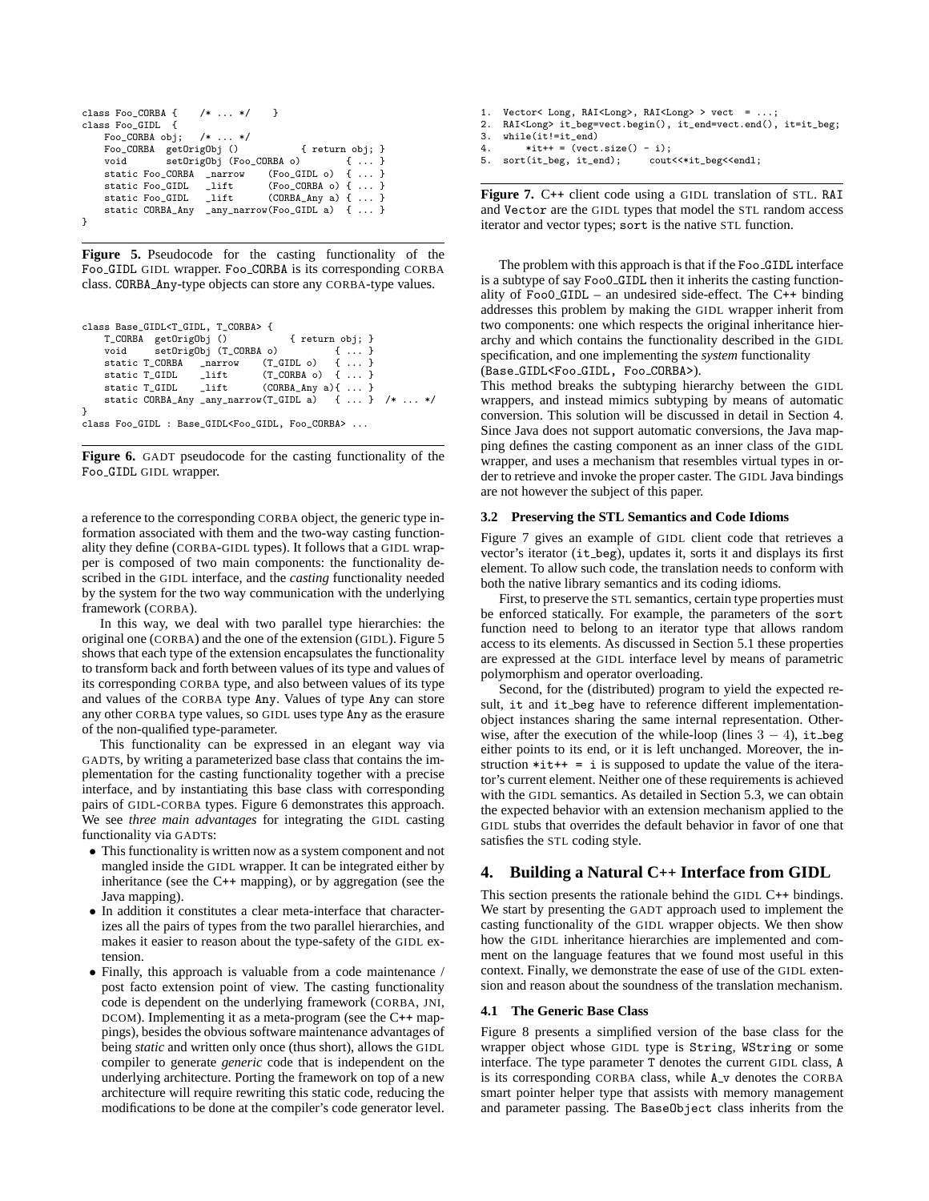```
class Foo_CORBA {    /* ... */    }
class Foo_GIDL  {
    Foo_CORBA obj;   /* ... */
    Foo_CORBA  getOrigObj ()           { return obj; }
    void       setOrigObj (Foo_CORBA o)        { ... }
    static Foo_CORBA  _narrow    (Foo_GIDL o)  { ... }
    static Foo_GIDL   _lift      (Foo_CORBA o) { ... }
    static Foo_GIDL   _lift      (CORBA_Any a) { ... }
    static CORBA_Any  _any_narrow(Foo_GIDL a)  { ... }
}
```

**Figure 5.** Pseudocode for the casting functionality of the Foo_GIDL GIDL wrapper. Foo_CORBA is its corresponding CORBA class. CORBA_Any-type objects can store any CORBA-type values.

```
class Base_GIDL<T_GIDL, T_CORBA> {
    T_CORBA  getOrigObj ()           { return obj; }
    void     setOrigObj (T_CORBA o)          { ... }
    static T_CORBA   _narrow    (T_GIDL o)   { ... }
    static T_GIDL    _lift      (T_CORBA o)  { ... }
    static T_GIDL    _lift      (CORBA_Any a){ ... }
    static CORBA_Any _any_narrow(T_GIDL a)    { ... }  /* ... */
}
class Foo_GIDL : Base_GIDL<Foo_GIDL, Foo_CORBA> ...
```

**Figure 6.** GADT pseudocode for the casting functionality of the Foo_GIDL GIDL wrapper.

a reference to the corresponding CORBA object, the generic type information associated with them and the two-way casting functionality they define (CORBA-GIDL types). It follows that a GIDL wrapper is composed of two main components: the functionality described in the GIDL interface, and the *casting* functionality needed by the system for the two way communication with the underlying framework (CORBA).

In this way, we deal with two parallel type hierarchies: the original one (CORBA) and the one of the extension (GIDL). Figure 5 shows that each type of the extension encapsulates the functionality to transform back and forth between values of its type and values of its corresponding CORBA type, and also between values of its type and values of the CORBA type Any. Values of type Any can store any other CORBA type values, so GIDL uses type Any as the erasure of the non-qualified type-parameter.

This functionality can be expressed in an elegant way via GADTs, by writing a parameterized base class that contains the implementation for the casting functionality together with a precise interface, and by instantiating this base class with corresponding pairs of GIDL-CORBA types. Figure 6 demonstrates this approach. We see *three main advantages* for integrating the GIDL casting functionality via GADTs:

- This functionality is written now as a system component and not mangled inside the GIDL wrapper. It can be integrated either by inheritance (see the C++ mapping), or by aggregation (see the Java mapping).
- In addition it constitutes a clear meta-interface that characterizes all the pairs of types from the two parallel hierarchies, and makes it easier to reason about the type-safety of the GIDL extension.
- Finally, this approach is valuable from a code maintenance / post facto extension point of view. The casting functionality code is dependent on the underlying framework (CORBA, JNI, DCOM). Implementing it as a meta-program (see the C++ mappings), besides the obvious software maintenance advantages of being *static* and written only once (thus short), allows the GIDL compiler to generate *generic* code that is independent on the underlying architecture. Porting the framework on top of a new architecture will require rewriting this static code, reducing the modifications to be done at the compiler's code generator level.

```
1.  Vector< Long, RAI<Long>, RAI<Long> > vect  = ...;
2.  RAI<Long> it_beg=vect.begin(), it_end=vect.end(), it=it_beg;
3.  while(it!=it_end)
4.      *it++ = (vect.size() - i);
5.  sort(it_beg, it_end);     cout<<*it_beg<<endl;
```

**Figure 7.** C++ client code using a GIDL translation of STL. RAI and Vector are the GIDL types that model the STL random access iterator and vector types; sort is the native STL function.

The problem with this approach is that if the Foo_GIDL interface is a subtype of say Foo0_GIDL then it inherits the casting functionality of Foo0_GIDL – an undesired side-effect. The C++ binding addresses this problem by making the GIDL wrapper inherit from two components: one which respects the original inheritance hierarchy and which contains the functionality described in the GIDL specification, and one implementing the *system* functionality (Base_GIDL<Foo_GIDL, Foo_CORBA>).

This method breaks the subtyping hierarchy between the GIDL wrappers, and instead mimics subtyping by means of automatic conversion. This solution will be discussed in detail in Section 4. Since Java does not support automatic conversions, the Java mapping defines the casting component as an inner class of the GIDL wrapper, and uses a mechanism that resembles virtual types in order to retrieve and invoke the proper caster. The GIDL Java bindings are not however the subject of this paper.

### 3.2 Preserving the STL Semantics and Code Idioms

Figure 7 gives an example of GIDL client code that retrieves a vector's iterator (it_beg), updates it, sorts it and displays its first element. To allow such code, the translation needs to conform with both the native library semantics and its coding idioms.

First, to preserve the STL semantics, certain type properties must be enforced statically. For example, the parameters of the sort function need to belong to an iterator type that allows random access to its elements. As discussed in Section 5.1 these properties are expressed at the GIDL interface level by means of parametric polymorphism and operator overloading.

Second, for the (distributed) program to yield the expected result, it and it_beg have to reference different implementation-object instances sharing the same internal representation. Otherwise, after the execution of the while-loop (lines $3-4$), it_beg either points to its end, or it is left unchanged. Moreover, the instruction *it++ = i is supposed to update the value of the iterator's current element. Neither one of these requirements is achieved with the GIDL semantics. As detailed in Section 5.3, we can obtain the expected behavior with an extension mechanism applied to the GIDL stubs that overrides the default behavior in favor of one that satisfies the STL coding style.

## 4. Building a Natural C++ Interface from GIDL

This section presents the rationale behind the GIDL C++ bindings. We start by presenting the GADT approach used to implement the casting functionality of the GIDL wrapper objects. We then show how the GIDL inheritance hierarchies are implemented and comment on the language features that we found most useful in this context. Finally, we demonstrate the ease of use of the GIDL extension and reason about the soundness of the translation mechanism.

### 4.1 The Generic Base Class

Figure 8 presents a simplified version of the base class for the wrapper object whose GIDL type is String, WString or some interface. The type parameter T denotes the current GIDL class, A is its corresponding CORBA class, while A_v denotes the CORBA smart pointer helper type that assists with memory management and parameter passing. The BaseObject class inherits from the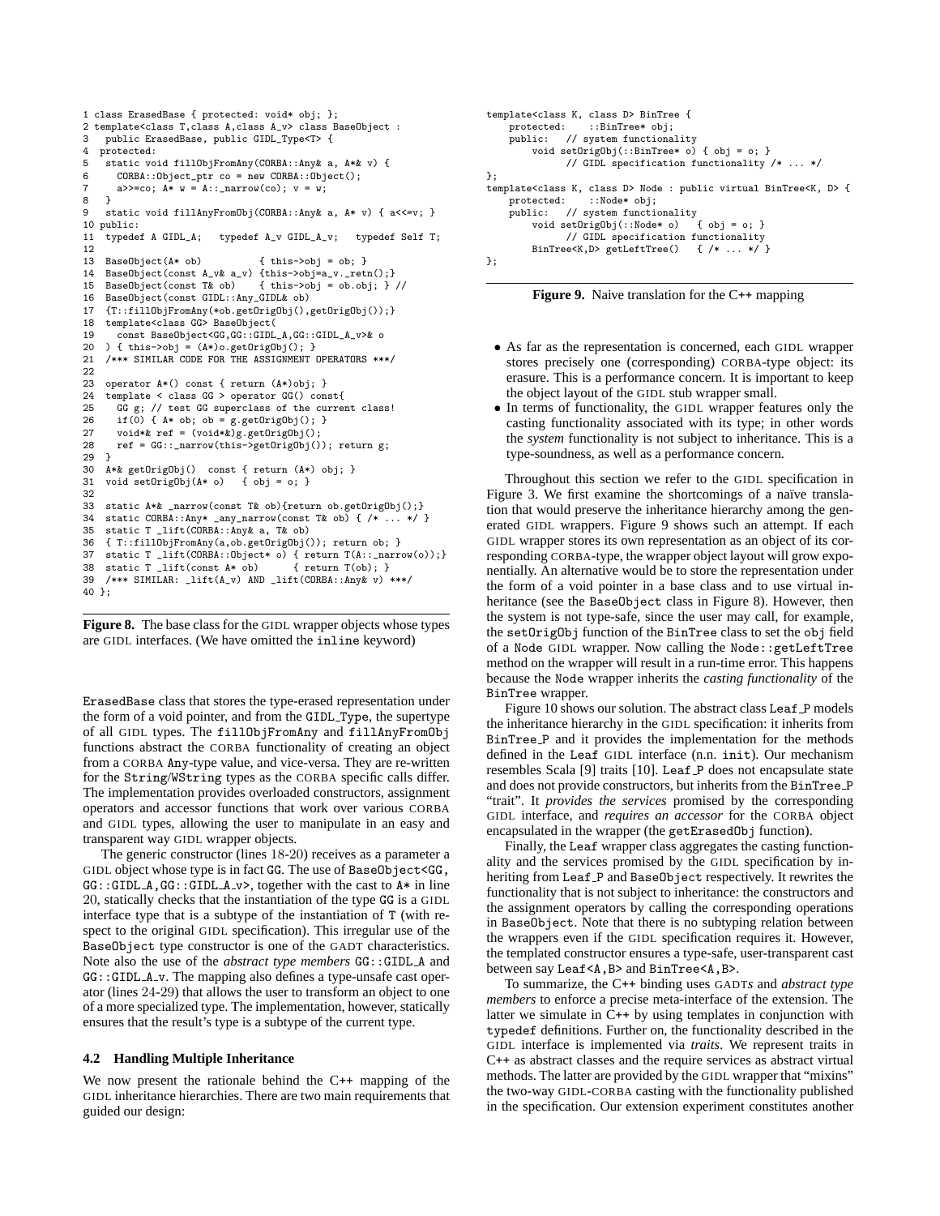```
1 class ErasedBase { protected: void* obj; };
2 template<class T,class A,class A_v> class BaseObject :
3   public ErasedBase, public GIDL_Type<T> {
4  protected:
5   static void fillObjFromAny(CORBA::Any& a, A*& v) {
6     CORBA::Object_ptr co = new CORBA::Object();
7     a>>=co; A* w = A::_narrow(co); v = w;
8   }
9   static void fillAnyFromObj(CORBA::Any& a, A* v) { a<<=v; }
10 public:
11  typedef A GIDL_A;   typedef A_v GIDL_A_v;   typedef Self T;
12
13  BaseObject(A* ob)           { this->obj = ob; }
14  BaseObject(const A_v& a_v) {this->obj=a_v._retn();}
15  BaseObject(const T& ob)     { this->obj = ob.obj; } //
16  BaseObject(const GIDL::Any_GIDL& ob)
17  {T::fillObjFromAny(*ob.getOrigObj(),getOrigObj());}
18  template<class GG> BaseObject(
19    const BaseObject<GG,GG::GIDL_A,GG::GIDL_A_v>& o
20  ) { this->obj = (A*)o.getOrigObj(); }
21  /*** SIMILAR CODE FOR THE ASSIGNMENT OPERATORS ***/
22
23  operator A*() const { return (A*)obj; }
24  template < class GG > operator GG() const{
25    GG g; // test GG superclass of the current class!
26    if(0) { A* ob; ob = g.getOrigObj(); }
27    void*& ref = (void*&)g.getOrigObj();
28    ref = GG::_narrow(this->getOrigObj()); return g;
29  }
30  A*& getOrigObj()  const { return (A*) obj; }
31  void setOrigObj(A* o)   { obj = o; }
32
33  static A*& _narrow(const T& ob){return ob.getOrigObj();}
34  static CORBA::Any* _any_narrow(const T& ob) { /* ... */ }
35  static T _lift(CORBA::Any& a, T& ob)
36  { T::fillObjFromAny(a,ob.getOrigObj()); return ob; }
37  static T _lift(CORBA::Object* o) { return T(A::_narrow(o));}
38  static T _lift(const A* ob)      { return T(ob); }
39  /*** SIMILAR: _lift(A_v) AND _lift(CORBA::Any& v) ***/
40 };
```

**Figure 8.** The base class for the GIDL wrapper objects whose types are GIDL interfaces. (We have omitted the `inline` keyword)

ErasedBase class that stores the type-erased representation under the form of a void pointer, and from the GIDL_Type, the supertype of all GIDL types. The fillObjFromAny and fillAnyFromObj functions abstract the CORBA functionality of creating an object from a CORBA Any-type value, and vice-versa. They are re-written for the String/WString types as the CORBA specific calls differ. The implementation provides overloaded constructors, assignment operators and accessor functions that work over various CORBA and GIDL types, allowing the user to manipulate in an easy and transparent way GIDL wrapper objects.

The generic constructor (lines 18-20) receives as a parameter a GIDL object whose type is in fact GG. The use of BaseObject<GG, GG::GIDL_A,GG::GIDL_A_v>, together with the cast to A* in line 20, statically checks that the instantiation of the type GG is a GIDL interface type that is a subtype of the instantiation of T (with respect to the original GIDL specification). This irregular use of the BaseObject type constructor is one of the GADT characteristics. Note also the use of the *abstract type members* GG::GIDL_A and GG::GIDL_A_v. The mapping also defines a type-unsafe cast operator (lines 24-29) that allows the user to transform an object to one of a more specialized type. The implementation, however, statically ensures that the result's type is a subtype of the current type.

### 4.2 Handling Multiple Inheritance

We now present the rationale behind the C++ mapping of the GIDL inheritance hierarchies. There are two main requirements that guided our design:

```
template<class K, class D> BinTree {
    protected:    ::BinTree* obj;
    public:   // system functionality
        void setOrigObj(::BinTree* o) { obj = o; }
            // GIDL specification functionality /* ... */
};
template<class K, class D> Node : public virtual BinTree<K, D> {
    protected:    ::Node* obj;
    public:   // system functionality
        void setOrigObj(::Node* o)   { obj = o; }
            // GIDL specification functionality
        BinTree<K,D> getLeftTree()   { /* ... */ }
};
```

**Figure 9.** Naive translation for the C++ mapping

- As far as the representation is concerned, each GIDL wrapper stores precisely one (corresponding) CORBA-type object: its erasure. This is a performance concern. It is important to keep the object layout of the GIDL stub wrapper small.
- In terms of functionality, the GIDL wrapper features only the casting functionality associated with its type; in other words the *system* functionality is not subject to inheritance. This is a type-soundness, as well as a performance concern.

Throughout this section we refer to the GIDL specification in Figure 3. We first examine the shortcomings of a naïve translation that would preserve the inheritance hierarchy among the generated GIDL wrappers. Figure 9 shows such an attempt. If each GIDL wrapper stores its own representation as an object of its corresponding CORBA-type, the wrapper object layout will grow exponentially. An alternative would be to store the representation under the form of a void pointer in a base class and to use virtual inheritance (see the BaseObject class in Figure 8). However, then the system is not type-safe, since the user may call, for example, the setOrigObj function of the BinTree class to set the obj field of a Node GIDL wrapper. Now calling the Node::getLeftTree method on the wrapper will result in a run-time error. This happens because the Node wrapper inherits the *casting functionality* of the BinTree wrapper.

Figure 10 shows our solution. The abstract class Leaf_P models the inheritance hierarchy in the GIDL specification: it inherits from BinTree_P and it provides the implementation for the methods defined in the Leaf GIDL interface (n.n. init). Our mechanism resembles Scala [9] traits [10]. Leaf_P does not encapsulate state and does not provide constructors, but inherits from the BinTree_P "trait". It *provides the services* promised by the corresponding GIDL interface, and *requires an accessor* for the CORBA object encapsulated in the wrapper (the getErasedObj function).

Finally, the Leaf wrapper class aggregates the casting functionality and the services promised by the GIDL specification by inheriting from Leaf_P and BaseObject respectively. It rewrites the functionality that is not subject to inheritance: the constructors and the assignment operators by calling the corresponding operations in BaseObject. Note that there is no subtyping relation between the wrappers even if the GIDL specification requires it. However, the templated constructor ensures a type-safe, user-transparent cast between say Leaf<A,B> and BinTree<A,B>.

To summarize, the C++ binding uses GADTs and *abstract type members* to enforce a precise meta-interface of the extension. The latter we simulate in C++ by using templates in conjunction with typedef definitions. Further on, the functionality described in the GIDL interface is implemented via *traits*. We represent traits in C++ as abstract classes and the require services as abstract virtual methods. The latter are provided by the GIDL wrapper that "mixins" the two-way GIDL-CORBA casting with the functionality published in the specification. Our extension experiment constitutes another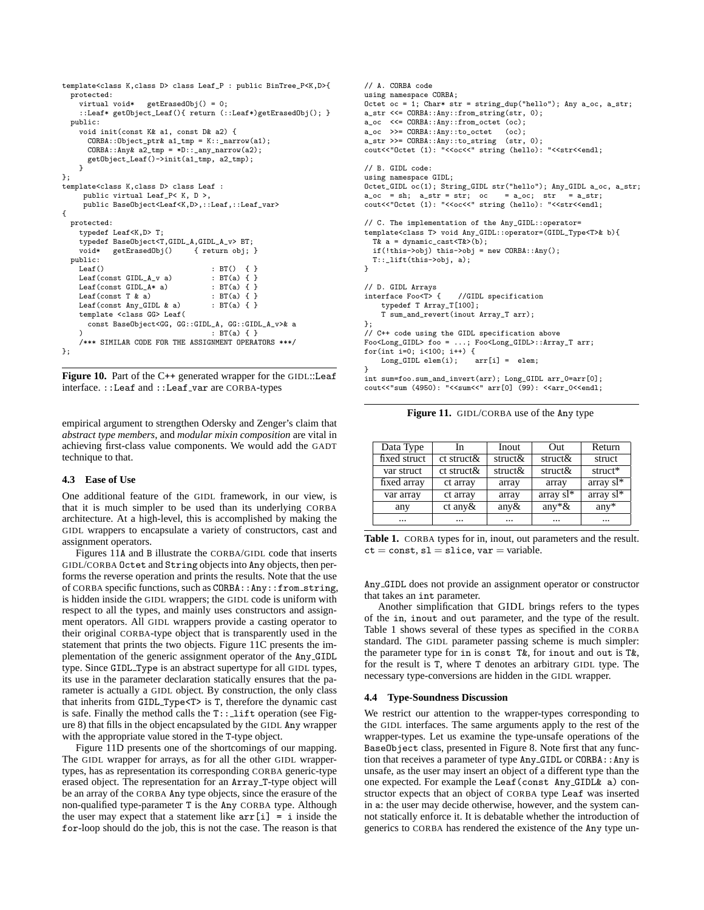```
template<class K,class D> class Leaf_P : public BinTree_P<K,D>{
  protected:
    virtual void*   getErasedObj() = 0;
    ::Leaf* getObject_Leaf(){ return (::Leaf*)getErasedObj(); }
  public:
    void init(const K& a1, const D& a2) {
      CORBA::Object_ptr& a1_tmp = K::_narrow(a1);
      CORBA::Any& a2_tmp = *D::_any_narrow(a2);
      getObject_Leaf()->init(a1_tmp, a2_tmp);
    }
};
template<class K,class D> class Leaf :
     public virtual Leaf_P< K, D >,
     public BaseObject<Leaf<K,D>,::Leaf,::Leaf_var>
{
  protected:
    typedef Leaf<K,D> T;
    typedef BaseObject<T,GIDL_A,GIDL_A_v> BT;
    void*   getErasedObj()     { return obj; }
  public:
    Leaf()                          : BT()  { }
    Leaf(const GIDL_A_v a)          : BT(a) { }
    Leaf(const GIDL_A* a)           : BT(a) { }
    Leaf(const T & a)               : BT(a) { }
    Leaf(const Any_GIDL & a)        : BT(a) { }
    template <class GG> Leaf(
      const BaseObject<GG, GG::GIDL_A, GG::GIDL_A_v>& a
    )                               : BT(a) { }
    /*** SIMILAR CODE FOR THE ASSIGNMENT OPERATORS ***/
};
```

**Figure 10.** Part of the C++ generated wrapper for the GIDL::Leaf interface. ::Leaf and ::Leaf_var are CORBA-types

empirical argument to strengthen Odersky and Zenger's claim that *abstract type members*, and *modular mixin composition* are vital in achieving first-class value components. We would add the GADT technique to that.

### 4.3 Ease of Use

One additional feature of the GIDL framework, in our view, is that it is much simpler to be used than its underlying CORBA architecture. At a high-level, this is accomplished by making the GIDL wrappers to encapsulate a variety of constructors, cast and assignment operators.

Figures 11A and B illustrate the CORBA/GIDL code that inserts GIDL/CORBA Octet and String objects into Any objects, then performs the reverse operation and prints the results. Note that the use of CORBA specific functions, such as CORBA::Any::from_string, is hidden inside the GIDL wrappers; the GIDL code is uniform with respect to all the types, and mainly uses constructors and assignment operators. All GIDL wrappers provide a casting operator to their original CORBA-type object that is transparently used in the statement that prints the two objects. Figure 11C presents the implementation of the generic assignment operator of the Any_GIDL type. Since GIDL_Type is an abstract supertype for all GIDL types, its use in the parameter declaration statically ensures that the parameter is actually a GIDL object. By construction, the only class that inherits from GIDL_Type<T> is T, therefore the dynamic cast is safe. Finally the method calls the T::_lift operation (see Figure 8) that fills in the object encapsulated by the GIDL Any wrapper with the appropriate value stored in the T-type object.

Figure 11D presents one of the shortcomings of our mapping. The GIDL wrapper for arrays, as for all the other GIDL wrapper-types, has as representation its corresponding CORBA generic-type erased object. The representation for an Array_T-type object will be an array of the CORBA Any type objects, since the erasure of the non-qualified type-parameter T is the Any CORBA type. Although the user may expect that a statement like arr[i] = i inside the for-loop should do the job, this is not the case. The reason is that

```
// A. CORBA code
using namespace CORBA;
Octet oc = 1; Char* str = string_dup("hello"); Any a_oc, a_str;
a_str <<= CORBA::Any::from_string(str, 0);
a_oc  <<= CORBA::Any::from_octet (oc);
a_oc  >>= CORBA::Any::to_octet   (oc);
a_str >>= CORBA::Any::to_string  (str, 0);
cout<<"Octet (1): "<<oc<<" string (hello): "<<str<<endl;

// B. GIDL code:
using namespace GIDL;
Octet_GIDL oc(1); String_GIDL str("hello"); Any_GIDL a_oc, a_str;
a_oc  = sh;  a_str = str;  oc    = a_oc;  str   = a_str;
cout<<"Octet (1): "<<oc<<" string (hello): "<<str<<endl;

// C. The implementation of the Any_GIDL::operator=
template<class T> void Any_GIDL::operator=(GIDL_Type<T>& b){
  T& a = dynamic_cast<T&>(b);
  if(!this->obj) this->obj = new CORBA::Any();
  T::_lift(this->obj, a);
}

// D. GIDL Arrays
interface Foo<T> {    //GIDL specification
    typedef T Array_T[100];
    T sum_and_revert(inout Array_T arr);
};
// C++ code using the GIDL specification above
Foo<Long_GIDL> foo = ...; Foo<Long_GIDL>::Array_T arr;
for(int i=0; i<100; i++) {
    Long_GIDL elem(i);    arr[i] =  elem;
}
int sum=foo.sum_and_invert(arr); Long_GIDL arr_0=arr[0];
cout<<"sum (4950): "<<sum<<" arr[0] (99): <<arr_0<<endl;
```

**Figure 11.** GIDL/CORBA use of the Any type

| Data Type | In | Inout | Out | Return |
|---|---|---|---|---|
| fixed struct | ct struct& | struct& | struct& | struct |
| var struct | ct struct& | struct& | struct& | struct* |
| fixed array | ct array | array | array | array sl* |
| var array | ct array | array | array sl* | array sl* |
| any | ct any& | any& | any*& | any* |
| ... | ... | ... | ... | ... |

**Table 1.** CORBA types for in, inout, out parameters and the result. ct = const, sl = slice, var = variable.

Any_GIDL does not provide an assignment operator or constructor that takes an int parameter.

Another simplification that GIDL brings refers to the types of the in, inout and out parameter, and the type of the result. Table 1 shows several of these types as specified in the CORBA standard. The GIDL parameter passing scheme is much simpler: the parameter type for in is const T&, for inout and out is T&, for the result is T, where T denotes an arbitrary GIDL type. The necessary type-conversions are hidden in the GIDL wrapper.

### 4.4 Type-Soundness Discussion

We restrict our attention to the wrapper-types corresponding to the GIDL interfaces. The same arguments apply to the rest of the wrapper-types. Let us examine the type-unsafe operations of the BaseObject class, presented in Figure 8. Note first that any function that receives a parameter of type Any_GIDL or CORBA::Any is unsafe, as the user may insert an object of a different type than the one expected. For example the Leaf(const Any_GIDL& a) constructor expects that an object of CORBA type Leaf was inserted in a: the user may decide otherwise, however, and the system cannot statically enforce it. It is debatable whether the introduction of generics to CORBA has rendered the existence of the Any type un-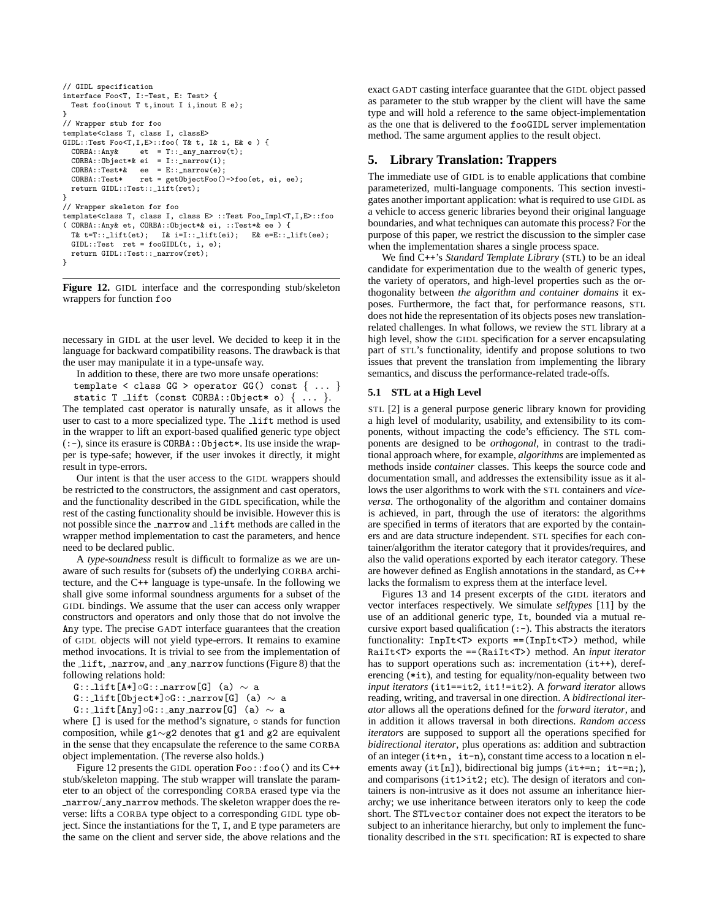```
// GIDL specification
interface Foo<T, I:-Test, E: Test> {
  Test foo(inout T t,inout I i,inout E e);
}
// Wrapper stub for foo
template<class T, class I, classE>
GIDL::Test Foo<T,I,E>::foo( T& t, I& i, E& e ) {
  CORBA::Any&     et  = T::_any_narrow(t);
  CORBA::Object*& ei  = I::_narrow(i);
  CORBA::Test*&   ee  = E::_narrow(e);
  CORBA::Test*    ret = getObjectFoo()->foo(et, ei, ee);
  return GIDL::Test::_lift(ret);
}
// Wrapper skeleton for foo
template<class T, class I, class E> ::Test Foo_Impl<T,I,E>::foo
( CORBA::Any& et, CORBA::Object*& ei, ::Test*& ee ) {
  T& t=T::_lift(et);   I& i=I::_lift(ei);   E& e=E::_lift(ee);
  GIDL::Test  ret = fooGIDL(t, i, e);
  return GIDL::Test::_narrow(ret);
}
```

**Figure 12.** GIDL interface and the corresponding stub/skeleton wrappers for function `foo`

necessary in GIDL at the user level. We decided to keep it in the language for backward compatibility reasons. The drawback is that the user may manipulate it in a type-unsafe way.

In addition to these, there are two more unsafe operations:

`template < class GG > operator GG() const { ... }`
`static T _lift (const CORBA::Object* o) { ... }`.

The templated cast operator is naturally unsafe, as it allows the user to cast to a more specialized type. The `_lift` method is used in the wrapper to lift an export-based qualified generic type object (`:-`), since its erasure is `CORBA::Object*`. Its use inside the wrapper is type-safe; however, if the user invokes it directly, it might result in type-errors.

Our intent is that the user access to the GIDL wrappers should be restricted to the constructors, the assignment and cast operators, and the functionality described in the GIDL specification, while the rest of the casting functionality should be invisible. However this is not possible since the `_narrow` and `_lift` methods are called in the wrapper method implementation to cast the parameters, and hence need to be declared public.

A *type-soundness* result is difficult to formalize as we are unaware of such results for (subsets of) the underlying CORBA architecture, and the C++ language is type-unsafe. In the following we shall give some informal soundness arguments for a subset of the GIDL bindings. We assume that the user can access only wrapper constructors and operators and only those that do not involve the `Any` type. The precise GADT interface guarantees that the creation of GIDL objects will not yield type-errors. It remains to examine method invocations. It is trivial to see from the implementation of the `_lift`, `_narrow`, and `_any_narrow` functions (Figure 8) that the following relations hold:

`G::_lift[A*]`$\circ$`G::_narrow[G] (a)` $\sim$ `a`
`G::_lift[Object*]`$\circ$`G::_narrow[G] (a)` $\sim$ `a`
`G::_lift[Any]`$\circ$`G::_any_narrow[G] (a)` $\sim$ `a`

where `[]` is used for the method's signature, $\circ$ stands for function composition, while `g1`$\sim$`g2` denotes that `g1` and `g2` are equivalent in the sense that they encapsulate the reference to the same CORBA object implementation. (The reverse also holds.)

Figure 12 presents the GIDL operation `Foo::foo()` and its C++ stub/skeleton mapping. The stub wrapper will translate the parameter to an object of the corresponding CORBA erased type via the `_narrow`/`_any_narrow` methods. The skeleton wrapper does the reverse: lifts a CORBA type object to a corresponding GIDL type object. Since the instantiations for the `T`, `I`, and `E` type parameters are the same on the client and server side, the above relations and the exact GADT casting interface guarantee that the GIDL object passed as parameter to the stub wrapper by the client will have the same type and will hold a reference to the same object-implementation as the one that is delivered to the `fooGIDL` server implementation method. The same argument applies to the result object.

## 5. Library Translation: Trappers

The immediate use of GIDL is to enable applications that combine parameterized, multi-language components. This section investigates another important application: what is required to use GIDL as a vehicle to access generic libraries beyond their original language boundaries, and what techniques can automate this process? For the purpose of this paper, we restrict the discussion to the simpler case when the implementation shares a single process space.

We find C++'s *Standard Template Library* (STL) to be an ideal candidate for experimentation due to the wealth of generic types, the variety of operators, and high-level properties such as the orthogonality between *the algorithm and container domains* it exposes. Furthermore, the fact that, for performance reasons, STL does not hide the representation of its objects poses new translation-related challenges. In what follows, we review the STL library at a high level, show the GIDL specification for a server encapsulating part of STL's functionality, identify and propose solutions to two issues that prevent the translation from implementing the library semantics, and discuss the performance-related trade-offs.

### 5.1 STL at a High Level

STL [2] is a general purpose generic library known for providing a high level of modularity, usability, and extensibility to its components, without impacting the code's efficiency. The STL components are designed to be *orthogonal*, in contrast to the traditional approach where, for example, *algorithms* are implemented as methods inside *container* classes. This keeps the source code and documentation small, and addresses the extensibility issue as it allows the user algorithms to work with the STL containers and *vice-versa*. The orthogonality of the algorithm and container domains is achieved, in part, through the use of iterators: the algorithms are specified in terms of iterators that are exported by the containers and are data structure independent. STL specifies for each container/algorithm the iterator category that it provides/requires, and also the valid operations exported by each iterator category. These are however defined as English annotations in the standard, as C++ lacks the formalism to express them at the interface level.

Figures 13 and 14 present excerpts of the GIDL iterators and vector interfaces respectively. We simulate *selftypes* [11] by the use of an additional generic type, `It`, bounded via a mutual recursive export based qualification (`:-`). This abstracts the iterators functionality: `InpIt<T>` exports `==(InpIt<T>)` method, while `RaiIt<T>` exports the `==(RaiIt<T>)` method. An *input iterator* has to support operations such as: incrementation (`it++`), dereferencing (`*it`), and testing for equality/non-equality between two *input iterators* (`it1==it2`, `it1!=it2`). A *forward iterator* allows reading, writing, and traversal in one direction. A *bidirectional iterator* allows all the operations defined for the *forward iterator*, and in addition it allows traversal in both directions. *Random access iterators* are supposed to support all the operations specified for *bidirectional iterator*, plus operations as: addition and subtraction of an integer (`it+n, it-n`), constant time access to a location `n` elements away (`it[n]`), bidirectional big jumps (`it+=n; it-=n;`), and comparisons (`it1>it2;` etc). The design of iterators and containers is non-intrusive as it does not assume an inheritance hierarchy; we use inheritance between iterators only to keep the code short. The `STLvector` container does not expect the iterators to be subject to an inheritance hierarchy, but only to implement the functionality described in the STL specification: `RI` is expected to share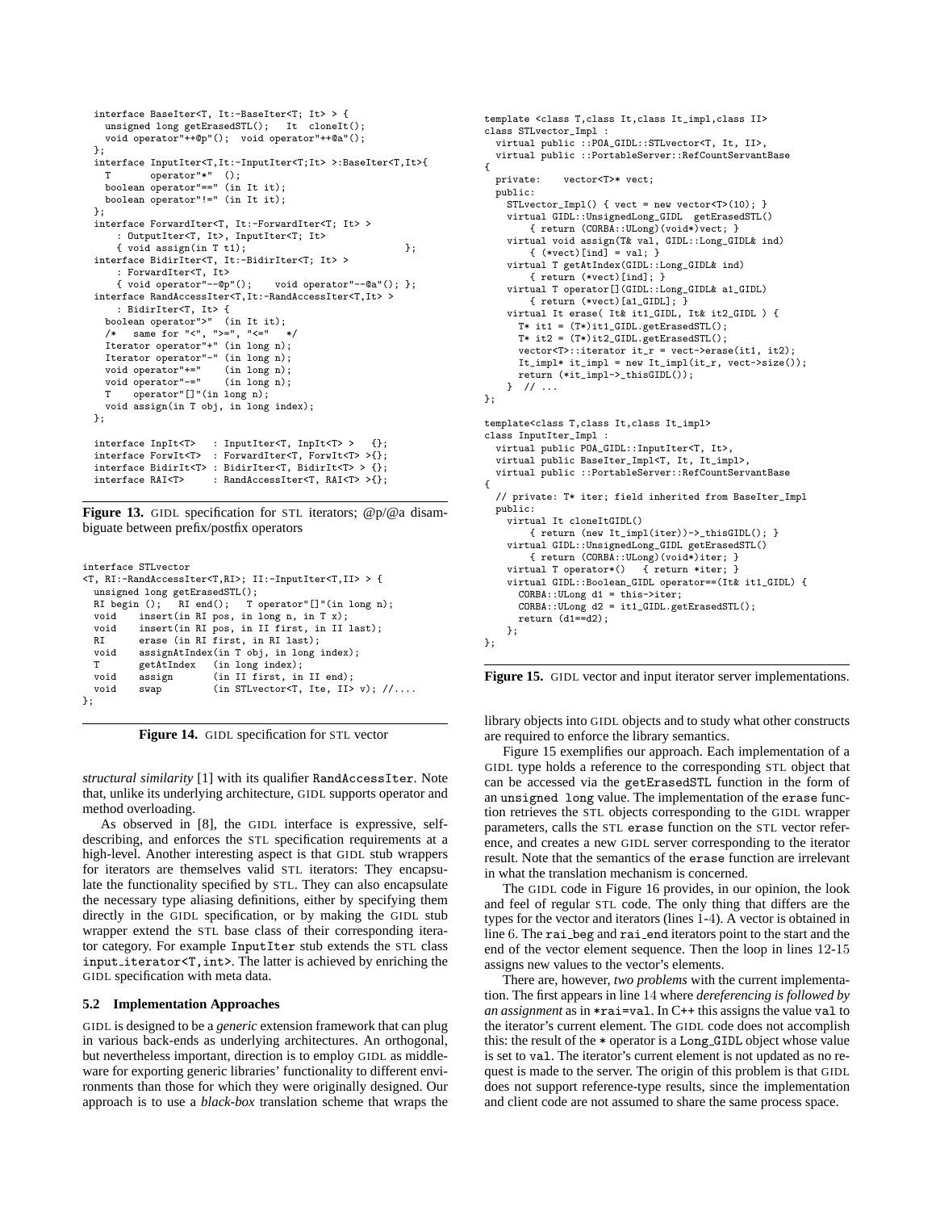```
interface BaseIter<T, It:-BaseIter<T; It> > {
  unsigned long getErasedSTL();   It  cloneIt();
  void operator"++@p"();  void operator"++@a"();
};
interface InputIter<T,It:-InputIter<T;It> >:BaseIter<T,It>{
  T       operator"*"  ();
  boolean operator"==" (in It it);
  boolean operator"!=" (in It it);
};
interface ForwardIter<T, It:-ForwardIter<T; It> >
    : OutputIter<T, It>, InputIter<T; It>
    { void assign(in T t1);                              };
interface BidirIter<T, It:-BidirIter<T; It> >
    : ForwardIter<T, It>
    { void operator"--@p"();    void operator"--@a"(); };
interface RandAccessIter<T,It:-RandAccessIter<T,It> >
    : BidirIter<T, It> {
  boolean operator">"  (in It it);
  /*   same for "<", ">=", "<="   */
  Iterator operator"+" (in long n);
  Iterator operator"-" (in long n);
  void operator"+="    (in long n);
  void operator"-="    (in long n);
  T    operator"[]"(in long n);
  void assign(in T obj, in long index);
};

interface InpIt<T>   : InputIter<T, InpIt<T> >   {};
interface ForwIt<T>  : ForwardIter<T, ForwIt<T> >{};
interface BidirIt<T> : BidirIter<T, BidirIt<T> > {};
interface RAI<T>     : RandAccessIter<T, RAI<T> >{};
```

**Figure 13.** GIDL specification for STL iterators; @p/@a disambiguate between prefix/postfix operators

```
interface STLvector
<T, RI:-RandAccessIter<T,RI>; II:-InputIter<T,II> > {
  unsigned long getErasedSTL();
  RI begin ();   RI end();   T operator"[]"(in long n);
  void    insert(in RI pos, in long n, in T x);
  void    insert(in RI pos, in II first, in II last);
  RI      erase (in RI first, in RI last);
  void    assignAtIndex(in T obj, in long index);
  T       getAtIndex   (in long index);
  void    assign       (in II first, in II end);
  void    swap         (in STLvector<T, Ite, II> v); //....
};
```

**Figure 14.** GIDL specification for STL vector

*structural similarity* [1] with its qualifier RandAccessIter. Note that, unlike its underlying architecture, GIDL supports operator and method overloading.

As observed in [8], the GIDL interface is expressive, self-describing, and enforces the STL specification requirements at a high-level. Another interesting aspect is that GIDL stub wrappers for iterators are themselves valid STL iterators: They encapsulate the functionality specified by STL. They can also encapsulate the necessary type aliasing definitions, either by specifying them directly in the GIDL specification, or by making the GIDL stub wrapper extend the STL base class of their corresponding iterator category. For example InputIter stub extends the STL class input_iterator<T,int>. The latter is achieved by enriching the GIDL specification with meta data.

### 5.2 Implementation Approaches

GIDL is designed to be a *generic* extension framework that can plug in various back-ends as underlying architectures. An orthogonal, but nevertheless important, direction is to employ GIDL as middleware for exporting generic libraries' functionality to different environments than those for which they were originally designed. Our approach is to use a *black-box* translation scheme that wraps the library objects into GIDL objects and to study what other constructs are required to enforce the library semantics.

```
template <class T,class It,class It_impl,class II>
class STLvector_Impl :
  virtual public ::POA_GIDL::STLvector<T, It, II>,
  virtual public ::PortableServer::RefCountServantBase
{
  private:    vector<T>* vect;
  public:
    STLvector_Impl() { vect = new vector<T>(10); }
    virtual GIDL::UnsignedLong_GIDL  getErasedSTL()
        { return (CORBA::ULong)(void*)vect; }
    virtual void assign(T& val, GIDL::Long_GIDL& ind)
        { (*vect)[ind] = val; }
    virtual T getAtIndex(GIDL::Long_GIDL& ind)
        { return (*vect)[ind]; }
    virtual T operator[](GIDL::Long_GIDL& a1_GIDL)
        { return (*vect)[a1_GIDL]; }
    virtual It erase( It& it1_GIDL, It& it2_GIDL ) {
      T* it1 = (T*)it1_GIDL.getErasedSTL();
      T* it2 = (T*)it2_GIDL.getErasedSTL();
      vector<T>::iterator it_r = vect->erase(it1, it2);
      It_impl* it_impl = new It_impl(it_r, vect->size());
      return (*it_impl->_thisGIDL());
    }  // ...
};

template<class T,class It,class It_impl>
class InputIter_Impl :
  virtual public POA_GIDL::InputIter<T, It>,
  virtual public BaseIter_Impl<T, It, It_impl>,
  virtual public ::PortableServer::RefCountServantBase
{
  // private: T* iter; field inherited from BaseIter_Impl
  public:
    virtual It cloneItGIDL()
        { return (new It_impl(iter))->_thisGIDL(); }
    virtual GIDL::UnsignedLong_GIDL getErasedSTL()
        { return (CORBA::ULong)(void*)iter; }
    virtual T operator*()   { return *iter; }
    virtual GIDL::Boolean_GIDL operator==(It& it1_GIDL) {
      CORBA::ULong d1 = this->iter;
      CORBA::ULong d2 = it1_GIDL.getErasedSTL();
      return (d1==d2);
    };
};
```

**Figure 15.** GIDL vector and input iterator server implementations.

Figure 15 exemplifies our approach. Each implementation of a GIDL type holds a reference to the corresponding STL object that can be accessed via the getErasedSTL function in the form of an unsigned long value. The implementation of the erase function retrieves the STL objects corresponding to the GIDL wrapper parameters, calls the STL erase function on the STL vector reference, and creates a new GIDL server corresponding to the iterator result. Note that the semantics of the erase function are irrelevant in what the translation mechanism is concerned.

The GIDL code in Figure 16 provides, in our opinion, the look and feel of regular STL code. The only thing that differs are the types for the vector and iterators (lines 1-4). A vector is obtained in line 6. The rai_beg and rai_end iterators point to the start and the end of the vector element sequence. Then the loop in lines 12-15 assigns new values to the vector's elements.

There are, however, *two problems* with the current implementation. The first appears in line 14 where *dereferencing is followed by an assignment* as in *rai=val. In C++ this assigns the value val to the iterator's current element. The GIDL code does not accomplish this: the result of the * operator is a Long_GIDL object whose value is set to val. The iterator's current element is not updated as no request is made to the server. The origin of this problem is that GIDL does not support reference-type results, since the implementation and client code are not assumed to share the same process space.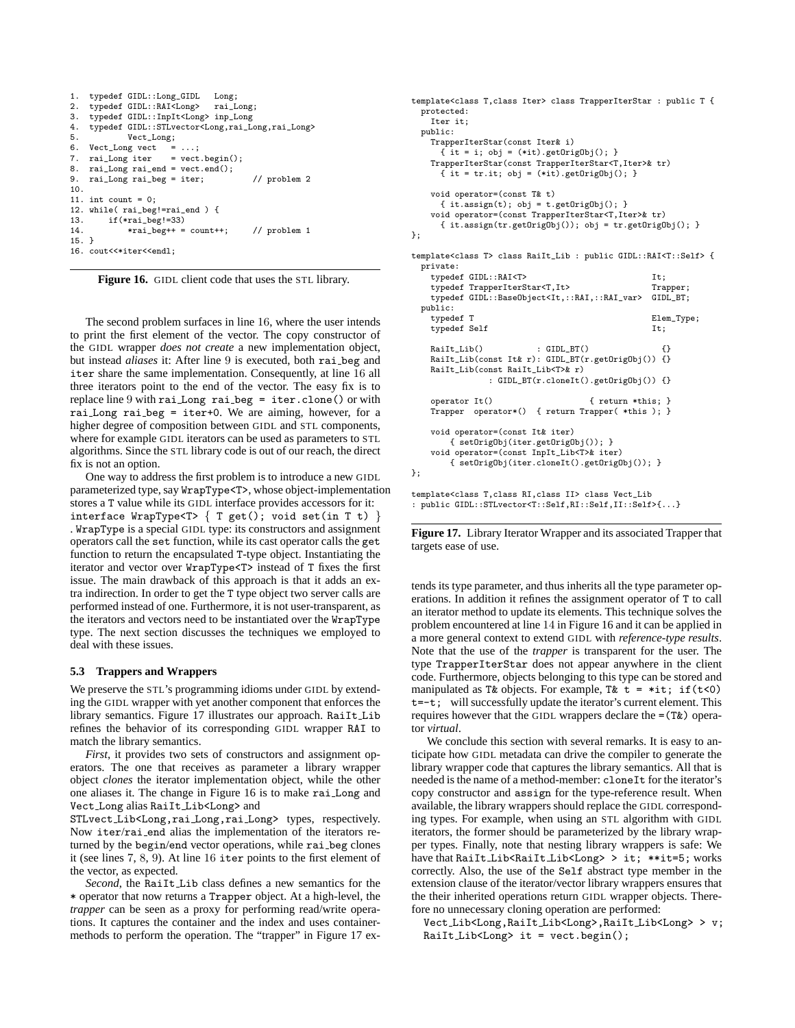```
1.  typedef GIDL::Long_GIDL   Long;
2.  typedef GIDL::RAI<Long>   rai_Long;
3.  typedef GIDL::InpIt<Long> inp_Long
4.  typedef GIDL::STLvector<Long,rai_Long,rai_Long>
5.          Vect_Long;
6.  Vect_Long vect   = ...;
7.  rai_Long iter    = vect.begin();
8.  rai_Long rai_end = vect.end();
9.  rai_Long rai_beg = iter;          // problem 2
10.
11. int count = 0;
12. while( rai_beg!=rai_end ) {
13.     if(*rai_beg!=33)
14.         *rai_beg++ = count++;     // problem 1
15. }
16. cout<<*iter<<endl;
```

**Figure 16.** GIDL client code that uses the STL library.

The second problem surfaces in line 16, where the user intends to print the first element of the vector. The copy constructor of the GIDL wrapper *does not create* a new implementation object, but instead *aliases* it: After line 9 is executed, both `rai_beg` and `iter` share the same implementation. Consequently, at line 16 all three iterators point to the end of the vector. The easy fix is to replace line 9 with `rai_Long rai_beg = iter.clone()` or with `rai_Long rai_beg = iter+0`. We are aiming, however, for a higher degree of composition between GIDL and STL components, where for example GIDL iterators can be used as parameters to STL algorithms. Since the STL library code is out of our reach, the direct fix is not an option.

One way to address the first problem is to introduce a new GIDL parameterized type, say `WrapType<T>`, whose object-implementation stores a `T` value while its GIDL interface provides accessors for it: `interface WrapType<T> { T get(); void set(in T t) }`. `WrapType` is a special GIDL type: its constructors and assignment operators call the `set` function, while its cast operator calls the `get` function to return the encapsulated `T`-type object. Instantiating the iterator and vector over `WrapType<T>` instead of `T` fixes the first issue. The main drawback of this approach is that it adds an extra indirection. In order to get the `T` type object two server calls are performed instead of one. Furthermore, it is not user-transparent, as the iterators and vectors need to be instantiated over the `WrapType` type. The next section discusses the techniques we employed to deal with these issues.

### 5.3 Trappers and Wrappers

We preserve the STL's programming idioms under GIDL by extending the GIDL wrapper with yet another component that enforces the library semantics. Figure 17 illustrates our approach. `RaiIt_Lib` refines the behavior of its corresponding GIDL wrapper `RAI` to match the library semantics.

*First*, it provides two sets of constructors and assignment operators. The one that receives as parameter a library wrapper object *clones* the iterator implementation object, while the other one aliases it. The change in Figure 16 is to make `rai_Long` and `Vect_Long` alias `RaiIt_Lib<Long>` and `STLvect_Lib<Long,rai_Long,rai_Long>` types, respectively. Now `iter`/`rai_end` alias the implementation of the iterators returned by the `begin`/`end` vector operations, while `rai_beg` clones it (see lines 7, 8, 9). At line 16 `iter` points to the first element of the vector, as expected.

*Second*, the `RaiIt_Lib` class defines a new semantics for the `*` operator that now returns a `Trapper` object. At a high-level, the *trapper* can be seen as a proxy for performing read/write operations. It captures the container and the index and uses container-methods to perform the operation. The "trapper" in Figure 17 extends its type parameter, and thus inherits all the type parameter operations. In addition it refines the assignment operator of `T` to call an iterator method to update its elements. This technique solves the problem encountered at line 14 in Figure 16 and it can be applied in a more general context to extend GIDL with *reference-type results*. Note that the use of the *trapper* is transparent for the user. The type `TrapperIterStar` does not appear anywhere in the client code. Furthermore, objects belonging to this type can be stored and manipulated as `T&` objects. For example, `T& t = *it; if(t<0) t=-t;` will successfully update the iterator's current element. This requires however that the GIDL wrappers declare the `=(T&)` operator *virtual*.

```
template<class T,class Iter> class TrapperIterStar : public T {
  protected:
    Iter it;
  public:
    TrapperIterStar(const Iter& i)
      { it = i; obj = (*it).getOrigObj(); }
    TrapperIterStar(const TrapperIterStar<T,Iter>& tr)
      { it = tr.it; obj = (*it).getOrigObj(); }

    void operator=(const T& t)
      { it.assign(t); obj = t.getOrigObj(); }
    void operator=(const TrapperIterStar<T,Iter>& tr)
      { it.assign(tr.getOrigObj()); obj = tr.getOrigObj(); }
};

template<class T> class RaiIt_Lib : public GIDL::RAI<T::Self> {
  private:
    typedef GIDL::RAI<T>                              It;
    typedef TrapperIterStar<T,It>                     Trapper;
    typedef GIDL::BaseObject<It,::RAI,::RAI_var>      GIDL_BT;
  public:
    typedef T                                         Elem_Type;
    typedef Self                                      It;

    RaiIt_Lib()            : GIDL_BT()                 {}
    RaiIt_Lib(const It& r): GIDL_BT(r.getOrigObj()) {}
    RaiIt_Lib(const RaiIt_Lib<T>& r)
              : GIDL_BT(r.cloneIt().getOrigObj()) {}

    operator It()                      { return *this; }
    Trapper  operator*()  { return Trapper( *this ); }

    void operator=(const It& iter)
        { setOrigObj(iter.getOrigObj()); }
    void operator=(const InpIt_Lib<T>& iter)
        { setOrigObj(iter.cloneIt().getOrigObj()); }
};

template<class T,class RI,class II> class Vect_Lib
: public GIDL::STLvector<T::Self,RI::Self,II::Self>{...}
```

**Figure 17.** Library Iterator Wrapper and its associated Trapper that targets ease of use.

We conclude this section with several remarks. It is easy to anticipate how GIDL metadata can drive the compiler to generate the library wrapper code that captures the library semantics. All that is needed is the name of a method-member: `cloneIt` for the iterator's copy constructor and `assign` for the type-reference result. When available, the library wrappers should replace the GIDL corresponding types. For example, when using an STL algorithm with GIDL iterators, the former should be parameterized by the library wrapper types. Finally, note that nesting library wrappers is safe: We have that `RaiIt_Lib<RaiIt_Lib<Long> > it; **it=5;` works correctly. Also, the use of the `Self` abstract type member in the extension clause of the iterator/vector library wrappers ensures that the their inherited operations return GIDL wrapper objects. Therefore no unnecessary cloning operation are performed:

```
Vect_Lib<Long,RaiIt_Lib<Long>,RaiIt_Lib<Long> > v;
RaiIt_Lib<Long> it = vect.begin();
```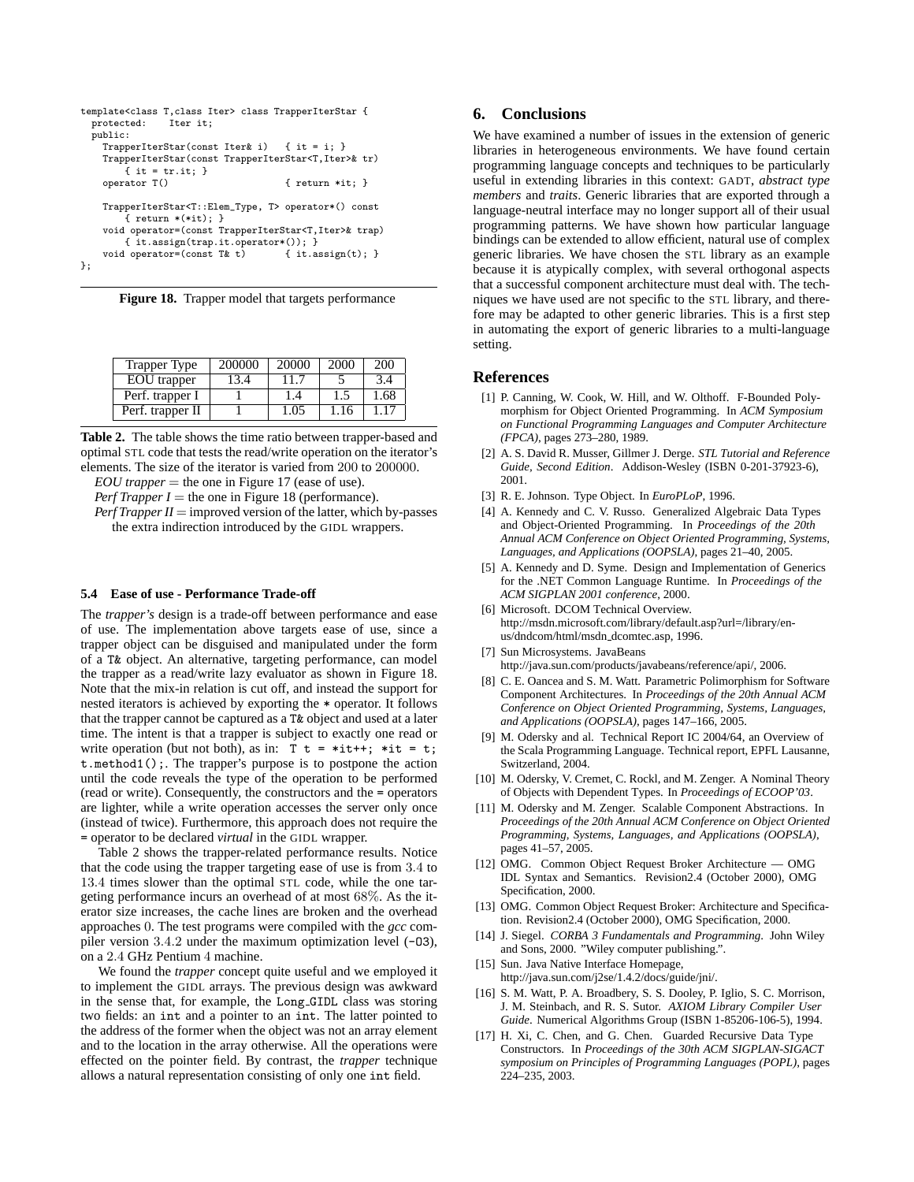```
template<class T,class Iter> class TrapperIterStar {
  protected:    Iter it;
  public:
    TrapperIterStar(const Iter& i)   { it = i; }
    TrapperIterStar(const TrapperIterStar<T,Iter>& tr)
        { it = tr.it; }
    operator T()                     { return *it; }

    TrapperIterStar<T::Elem_Type, T> operator*() const
        { return *(*it); }
    void operator=(const TrapperIterStar<T,Iter>& trap)
        { it.assign(trap.it.operator*()); }
    void operator=(const T& t)       { it.assign(t); }
};
```

**Figure 18.** Trapper model that targets performance

| Trapper Type | 200000 | 20000 | 2000 | 200 |
|---|---|---|---|---|
| EOU trapper | 13.4 | 11.7 | 5 | 3.4 |
| Perf. trapper I | 1 | 1.4 | 1.5 | 1.68 |
| Perf. trapper II | 1 | 1.05 | 1.16 | 1.17 |

**Table 2.** The table shows the time ratio between trapper-based and optimal STL code that tests the read/write operation on the iterator's elements. The size of the iterator is varied from 200 to 200000.
*EOU trapper* = the one in Figure 17 (ease of use).
*Perf Trapper I* = the one in Figure 18 (performance).
*Perf Trapper II* = improved version of the latter, which by-passes the extra indirection introduced by the GIDL wrappers.

### 5.4 Ease of use - Performance Trade-off

The *trapper's* design is a trade-off between performance and ease of use. The implementation above targets ease of use, since a trapper object can be disguised and manipulated under the form of a `T&` object. An alternative, targeting performance, can model the trapper as a read/write lazy evaluator as shown in Figure 18. Note that the mix-in relation is cut off, and instead the support for nested iterators is achieved by exporting the `*` operator. It follows that the trapper cannot be captured as a `T&` object and used at a later time. The intent is that a trapper is subject to exactly one read or write operation (but not both), as in: `T t = *it++; *it = t; t.method1();`. The trapper's purpose is to postpone the action until the code reveals the type of the operation to be performed (read or write). Consequently, the constructors and the `=` operators are lighter, while a write operation accesses the server only once (instead of twice). Furthermore, this approach does not require the `=` operator to be declared *virtual* in the GIDL wrapper.

Table 2 shows the trapper-related performance results. Notice that the code using the trapper targeting ease of use is from 3.4 to 13.4 times slower than the optimal STL code, while the one targeting performance incurs an overhead of at most 68%. As the iterator size increases, the cache lines are broken and the overhead approaches 0. The test programs were compiled with the *gcc* compiler version 3.4.2 under the maximum optimization level (`-O3`), on a 2.4 GHz Pentium 4 machine.

We found the *trapper* concept quite useful and we employed it to implement the GIDL arrays. The previous design was awkward in the sense that, for example, the `Long_GIDL` class was storing two fields: an `int` and a pointer to an `int`. The latter pointed to the address of the former when the object was not an array element and to the location in the array otherwise. All the operations were effected on the pointer field. By contrast, the *trapper* technique allows a natural representation consisting of only one `int` field.

## 6. Conclusions

We have examined a number of issues in the extension of generic libraries in heterogeneous environments. We have found certain programming language concepts and techniques to be particularly useful in extending libraries in this context: GADT, *abstract type members* and *traits*. Generic libraries that are exported through a language-neutral interface may no longer support all of their usual programming patterns. We have shown how particular language bindings can be extended to allow efficient, natural use of complex generic libraries. We have chosen the STL library as an example because it is atypically complex, with several orthogonal aspects that a successful component architecture must deal with. The techniques we have used are not specific to the STL library, and therefore may be adapted to other generic libraries. This is a first step in automating the export of generic libraries to a multi-language setting.

## References

[1] P. Canning, W. Cook, W. Hill, and W. Olthoff. F-Bounded Polymorphism for Object Oriented Programming. In *ACM Symposium on Functional Programming Languages and Computer Architecture (FPCA)*, pages 273–280, 1989.

[2] A. S. David R. Musser, Gillmer J. Derge. *STL Tutorial and Reference Guide, Second Edition*. Addison-Wesley (ISBN 0-201-37923-6), 2001.

[3] R. E. Johnson. Type Object. In *EuroPLoP*, 1996.

[4] A. Kennedy and C. V. Russo. Generalized Algebraic Data Types and Object-Oriented Programming. In *Proceedings of the 20th Annual ACM Conference on Object Oriented Programming, Systems, Languages, and Applications (OOPSLA)*, pages 21–40, 2005.

[5] A. Kennedy and D. Syme. Design and Implementation of Generics for the .NET Common Language Runtime. In *Proceedings of the ACM SIGPLAN 2001 conference*, 2000.

[6] Microsoft. DCOM Technical Overview. http://msdn.microsoft.com/library/default.asp?url=/library/en-us/dndcom/html/msdn_dcomtec.asp, 1996.

[7] Sun Microsystems. JavaBeans http://java.sun.com/products/javabeans/reference/api/, 2006.

[8] C. E. Oancea and S. M. Watt. Parametric Polimorphism for Software Component Architectures. In *Proceedings of the 20th Annual ACM Conference on Object Oriented Programming, Systems, Languages, and Applications (OOPSLA)*, pages 147–166, 2005.

[9] M. Odersky and al. Technical Report IC 2004/64, an Overview of the Scala Programming Language. Technical report, EPFL Lausanne, Switzerland, 2004.

[10] M. Odersky, V. Cremet, C. Rockl, and M. Zenger. A Nominal Theory of Objects with Dependent Types. In *Proceedings of ECOOP'03*.

[11] M. Odersky and M. Zenger. Scalable Component Abstractions. In *Proceedings of the 20th Annual ACM Conference on Object Oriented Programming, Systems, Languages, and Applications (OOPSLA)*, pages 41–57, 2005.

[12] OMG. Common Object Request Broker Architecture — OMG IDL Syntax and Semantics. Revision2.4 (October 2000), OMG Specification, 2000.

[13] OMG. Common Object Request Broker: Architecture and Specification. Revision2.4 (October 2000), OMG Specification, 2000.

[14] J. Siegel. *CORBA 3 Fundamentals and Programming*. John Wiley and Sons, 2000. "Wiley computer publishing.".

[15] Sun. Java Native Interface Homepage, http://java.sun.com/j2se/1.4.2/docs/guide/jni/.

[16] S. M. Watt, P. A. Broadbery, S. S. Dooley, P. Iglio, S. C. Morrison, J. M. Steinbach, and R. S. Sutor. *AXIOM Library Compiler User Guide*. Numerical Algorithms Group (ISBN 1-85206-106-5), 1994.

[17] H. Xi, C. Chen, and G. Chen. Guarded Recursive Data Type Constructors. In *Proceedings of the 30th ACM SIGPLAN-SIGACT symposium on Principles of Programming Languages (POPL)*, pages 224–235, 2003.